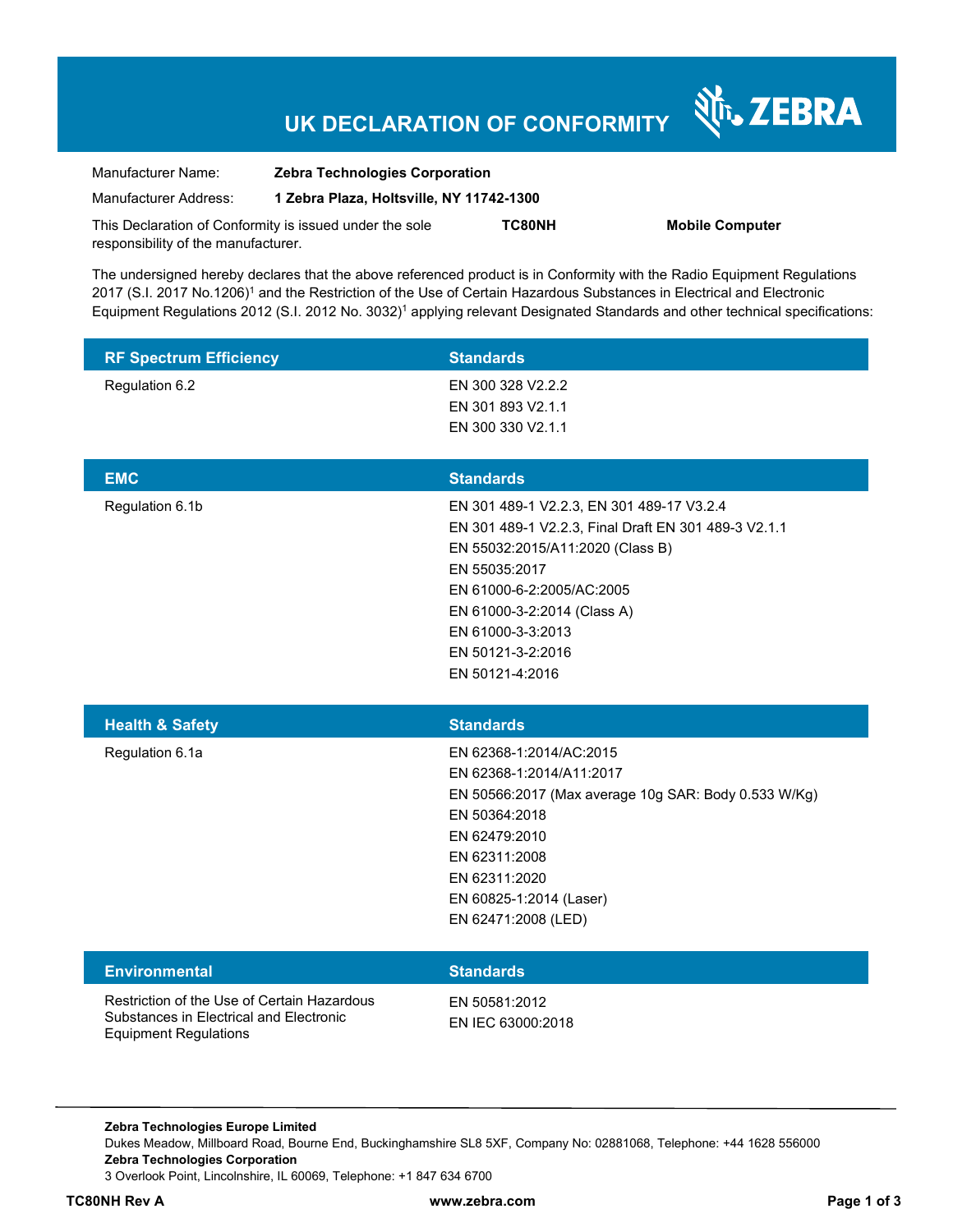# UK DECLARATION OF CONFORMITY

ZEBRA

| | |
|---|---|
| Manufacturer Name: | **Zebra Technologies Corporation** |
| Manufacturer Address: | **1 Zebra Plaza, Holtsville, NY 11742-1300** |

This Declaration of Conformity is issued under the sole responsibility of the manufacturer. **TC80NH** **Mobile Computer**

The undersigned hereby declares that the above referenced product is in Conformity with the Radio Equipment Regulations 2017 (S.I. 2017 No.1206)[1] and the Restriction of the Use of Certain Hazardous Substances in Electrical and Electronic Equipment Regulations 2012 (S.I. 2012 No. 3032)[1] applying relevant Designated Standards and other technical specifications:

| RF Spectrum Efficiency | Standards |
|---|---|
| Regulation 6.2 | EN 300 328 V2.2.2<br>EN 301 893 V2.1.1<br>EN 300 330 V2.1.1 |

| EMC | Standards |
|---|---|
| Regulation 6.1b | EN 301 489-1 V2.2.3, EN 301 489-17 V3.2.4<br>EN 301 489-1 V2.2.3, Final Draft EN 301 489-3 V2.1.1<br>EN 55032:2015/A11:2020 (Class B)<br>EN 55035:2017<br>EN 61000-6-2:2005/AC:2005<br>EN 61000-3-2:2014 (Class A)<br>EN 61000-3-3:2013<br>EN 50121-3-2:2016<br>EN 50121-4:2016 |

| Health & Safety | Standards |
|---|---|
| Regulation 6.1a | EN 62368-1:2014/AC:2015<br>EN 62368-1:2014/A11:2017<br>EN 50566:2017 (Max average 10g SAR: Body 0.533 W/Kg)<br>EN 50364:2018<br>EN 62479:2010<br>EN 62311:2008<br>EN 62311:2020<br>EN 60825-1:2014 (Laser)<br>EN 62471:2008 (LED) |

| Environmental | Standards |
|---|---|
| Restriction of the Use of Certain Hazardous Substances in Electrical and Electronic Equipment Regulations | EN 50581:2012<br>EN IEC 63000:2018 |

**Zebra Technologies Europe Limited**
Dukes Meadow, Millboard Road, Bourne End, Buckinghamshire SL8 5XF, Company No: 02881068, Telephone: +44 1628 556000
**Zebra Technologies Corporation**
3 Overlook Point, Lincolnshire, IL 60069, Telephone: +1 847 634 6700

**TC80NH Rev A** **www.zebra.com**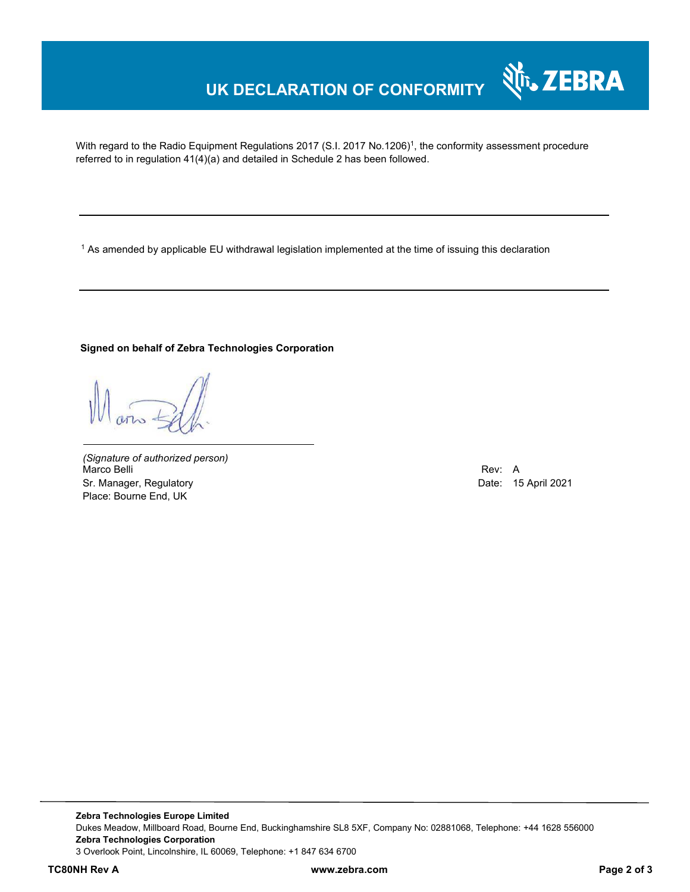# UK DECLARATION OF CONFORMITY

With regard to the Radio Equipment Regulations 2017 (S.I. 2017 No.1206)[1], the conformity assessment procedure referred to in regulation 41(4)(a) and detailed in Schedule 2 has been followed.

---

[1] As amended by applicable EU withdrawal legislation implemented at the time of issuing this declaration

---

**Signed on behalf of Zebra Technologies Corporation**

*(Signature of authorized person)*
Marco Belli
Sr. Manager, Regulatory
Place: Bourne End, UK

Rev: A
Date: 15 April 2021

---

**Zebra Technologies Europe Limited**
Dukes Meadow, Millboard Road, Bourne End, Buckinghamshire SL8 5XF, Company No: 02881068, Telephone: +44 1628 556000
**Zebra Technologies Corporation**
3 Overlook Point, Lincolnshire, IL 60069, Telephone: +1 847 634 6700

**TC80NH Rev A** **www.zebra.com**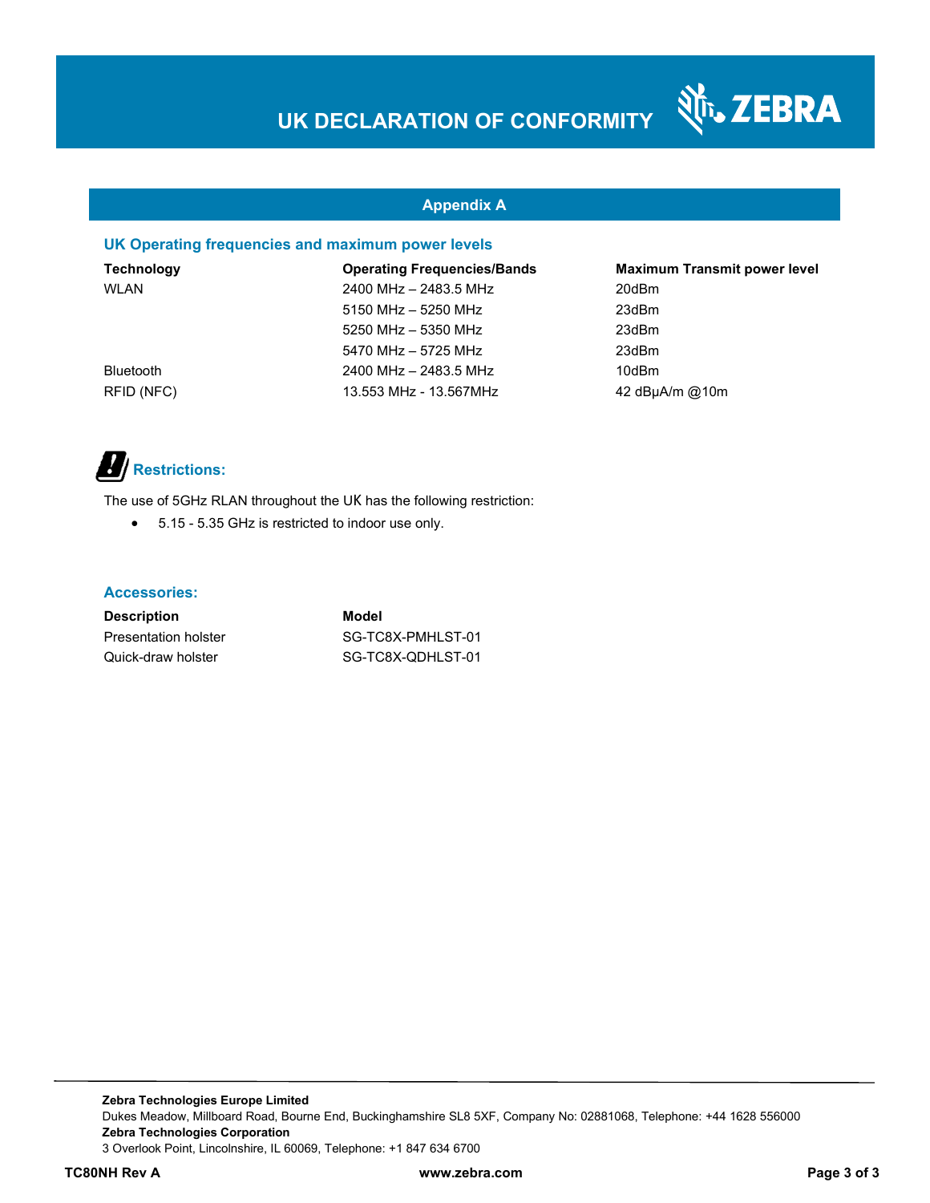# UK DECLARATION OF CONFORMITY

## Appendix A

### UK Operating frequencies and maximum power levels

| Technology | Operating Frequencies/Bands | Maximum Transmit power level |
|---|---|---|
| WLAN | 2400 MHz – 2483.5 MHz | 20dBm |
| | 5150 MHz – 5250 MHz | 23dBm |
| | 5250 MHz – 5350 MHz | 23dBm |
| | 5470 MHz – 5725 MHz | 23dBm |
| Bluetooth | 2400 MHz – 2483.5 MHz | 10dBm |
| RFID (NFC) | 13.553 MHz - 13.567MHz | 42 dBμA/m @10m |

### Restrictions:

The use of 5GHz RLAN throughout the UK has the following restriction:

- 5.15 - 5.35 GHz is restricted to indoor use only.

### Accessories:

| Description | Model |
|---|---|
| Presentation holster | SG-TC8X-PMHLST-01 |
| Quick-draw holster | SG-TC8X-QDHLST-01 |

**Zebra Technologies Europe Limited**
Dukes Meadow, Millboard Road, Bourne End, Buckinghamshire SL8 5XF, Company No: 02881068, Telephone: +44 1628 556000
**Zebra Technologies Corporation**
3 Overlook Point, Lincolnshire, IL 60069, Telephone: +1 847 634 6700

**TC80NH Rev A** **www.zebra.com**